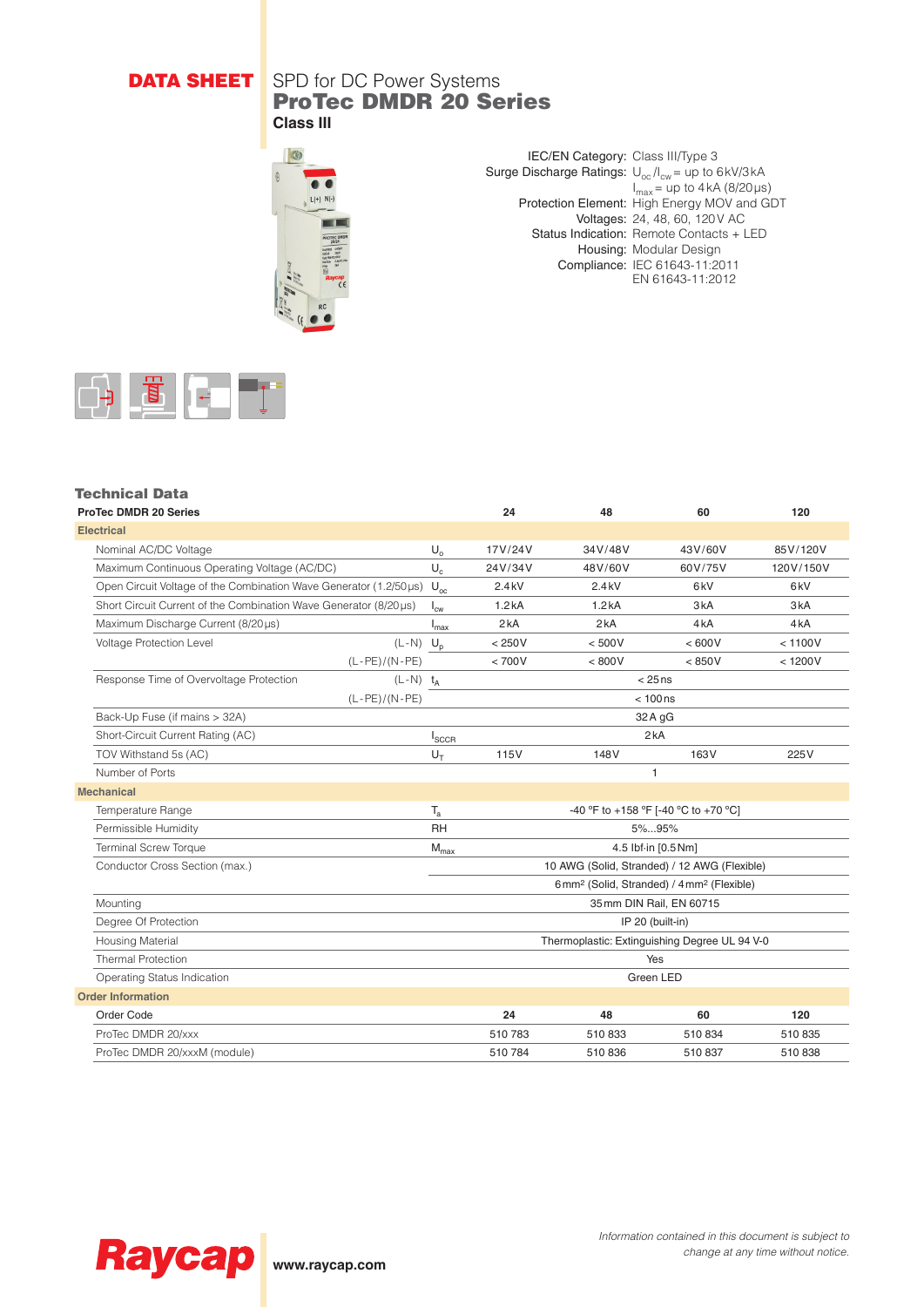**DATA SHEET**

SPD for DC Power Systems

# ProTec DMDR 20 Series

**Class III**

IEC/EN Category: Class III/Type 3
Surge Discharge Ratings: $U_{oc}$/$I_{cw}$ = up to 6kV/3kA
$I_{max}$ = up to 4kA (8/20µs)
Protection Element: High Energy MOV and GDT
Voltages: 24, 48, 60, 120V AC
Status Indication: Remote Contacts + LED
Housing: Modular Design
Compliance: IEC 61643-11:2011
EN 61643-11:2012

## Technical Data

| ProTec DMDR 20 Series | | | 24 | 48 | 60 | 120 |
|---|---|---|---|---|---|---|
| **Electrical** | | | | | | |
| Nominal AC/DC Voltage | | $U_o$ | 17V/24V | 34V/48V | 43V/60V | 85V/120V |
| Maximum Continuous Operating Voltage (AC/DC) | | $U_c$ | 24V/34V | 48V/60V | 60V/75V | 120V/150V |
| Open Circuit Voltage of the Combination Wave Generator (1.2/50µs) | | $U_{oc}$ | 2.4kV | 2.4kV | 6kV | 6kV |
| Short Circuit Current of the Combination Wave Generator (8/20µs) | | $I_{cw}$ | 1.2kA | 1.2kA | 3kA | 3kA |
| Maximum Discharge Current (8/20µs) | | $I_{max}$ | 2kA | 2kA | 4kA | 4kA |
| Voltage Protection Level | (L-N) | $U_p$ | < 250V | < 500V | < 600V | < 1100V |
| | (L-PE)/(N-PE) | | < 700V | < 800V | < 850V | < 1200V |
| Response Time of Overvoltage Protection | (L-N) | $t_A$ | < 25ns | | | |
| | (L-PE)/(N-PE) | | < 100ns | | | |
| Back-Up Fuse (if mains > 32A) | | | 32A gG | | | |
| Short-Circuit Current Rating (AC) | | $I_{SCCR}$ | 2kA | | | |
| TOV Withstand 5s (AC) | | $U_T$ | 115V | 148V | 163V | 225V |
| Number of Ports | | | 1 | | | |
| **Mechanical** | | | | | | |
| Temperature Range | | $T_a$ | -40 °F to +158 °F [-40 °C to +70 °C] | | | |
| Permissible Humidity | | RH | 5%...95% | | | |
| Terminal Screw Torque | | $M_{max}$ | 4.5 lbf·in [0.5Nm] | | | |
| Conductor Cross Section (max.) | | | 10 AWG (Solid, Stranded) / 12 AWG (Flexible) | | | |
| | | | 6mm² (Solid, Stranded) / 4mm² (Flexible) | | | |
| Mounting | | | 35mm DIN Rail, EN 60715 | | | |
| Degree Of Protection | | | IP 20 (built-in) | | | |
| Housing Material | | | Thermoplastic: Extinguishing Degree UL 94 V-0 | | | |
| Thermal Protection | | | Yes | | | |
| Operating Status Indication | | | Green LED | | | |
| **Order Information** | | | | | | |
| Order Code | | | 24 | 48 | 60 | 120 |
| ProTec DMDR 20/xxx | | | 510 783 | 510 833 | 510 834 | 510 835 |
| ProTec DMDR 20/xxxM (module) | | | 510 784 | 510 836 | 510 837 | 510 838 |

*Information contained in this document is subject to change at any time without notice.*

Raycap www.raycap.com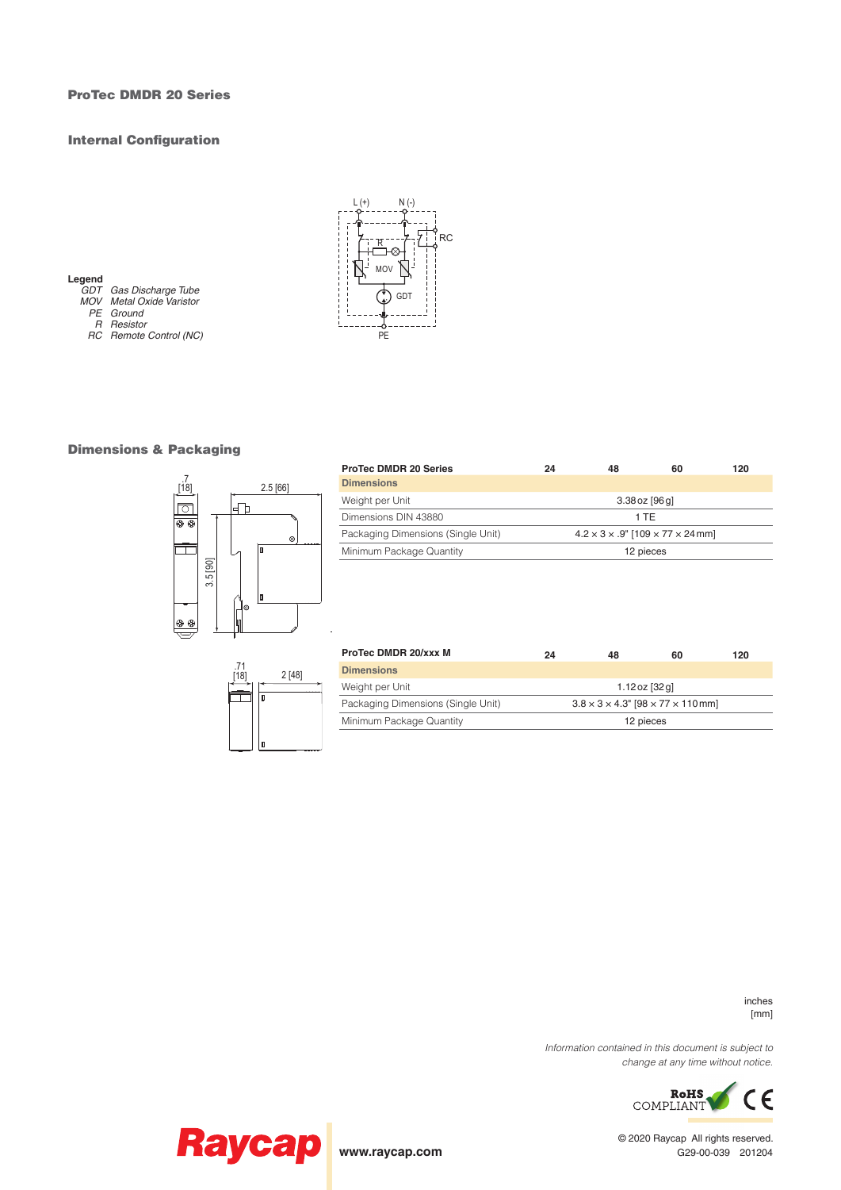## ProTec DMDR 20 Series

### Internal Configuration

**Legend**

*GDT* *Gas Discharge Tube*
*MOV* *Metal Oxide Varistor*
*PE* *Ground*
*R* *Resistor*
*RC* *Remote Control (NC)*

L (+)
N (-)
RC
R
MOV
GDT
PE

### Dimensions & Packaging

.7
[18]
2.5 [66]
3.5 [90]

| ProTec DMDR 20 Series | 24 | 48 | 60 | 120 |
|---|---|---|---|---|
| **Dimensions** | | | | |
| Weight per Unit | 3.38 oz [96 g] | | | |
| Dimensions DIN 43880 | 1 TE | | | |
| Packaging Dimensions (Single Unit) | 4.2 × 3 × .9" [109 × 77 × 24 mm] | | | |
| Minimum Package Quantity | 12 pieces | | | |

.71
[18]
2 [48]

| ProTec DMDR 20/xxx M | 24 | 48 | 60 | 120 |
|---|---|---|---|---|
| **Dimensions** | | | | |
| Weight per Unit | 1.12 oz [32 g] | | | |
| Packaging Dimensions (Single Unit) | 3.8 × 3 × 4.3" [98 × 77 × 110 mm] | | | |
| Minimum Package Quantity | 12 pieces | | | |

inches
[mm]

*Information contained in this document is subject to change at any time without notice.*

RoHS COMPLIANT

Raycap

www.raycap.com

© 2020 Raycap All rights reserved.
G29-00-039 201204